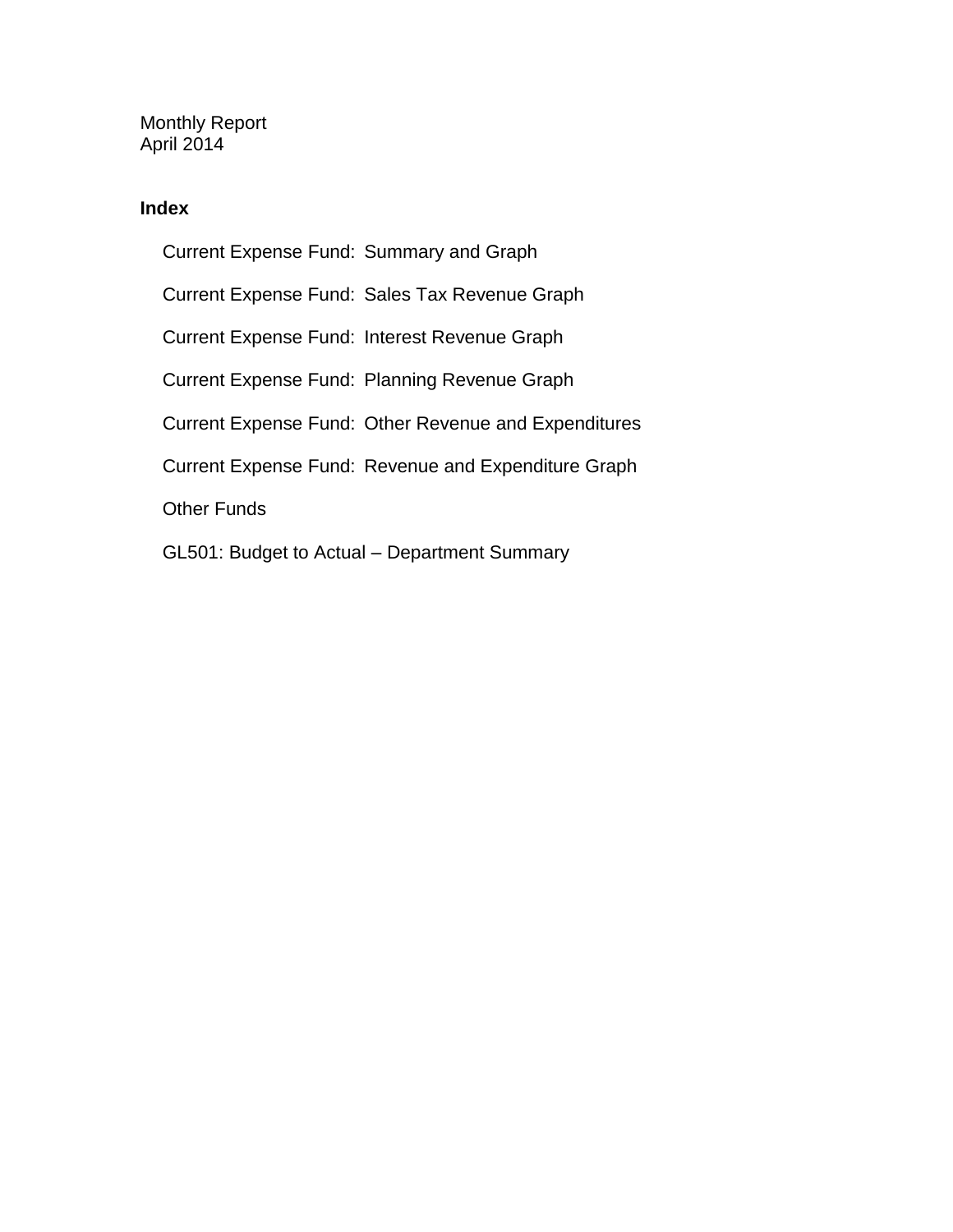Monthly Report
April 2014

**Index**

- Current Expense Fund: Summary and Graph
- Current Expense Fund: Sales Tax Revenue Graph
- Current Expense Fund: Interest Revenue Graph
- Current Expense Fund: Planning Revenue Graph
- Current Expense Fund: Other Revenue and Expenditures
- Current Expense Fund: Revenue and Expenditure Graph
- Other Funds
- GL501: Budget to Actual – Department Summary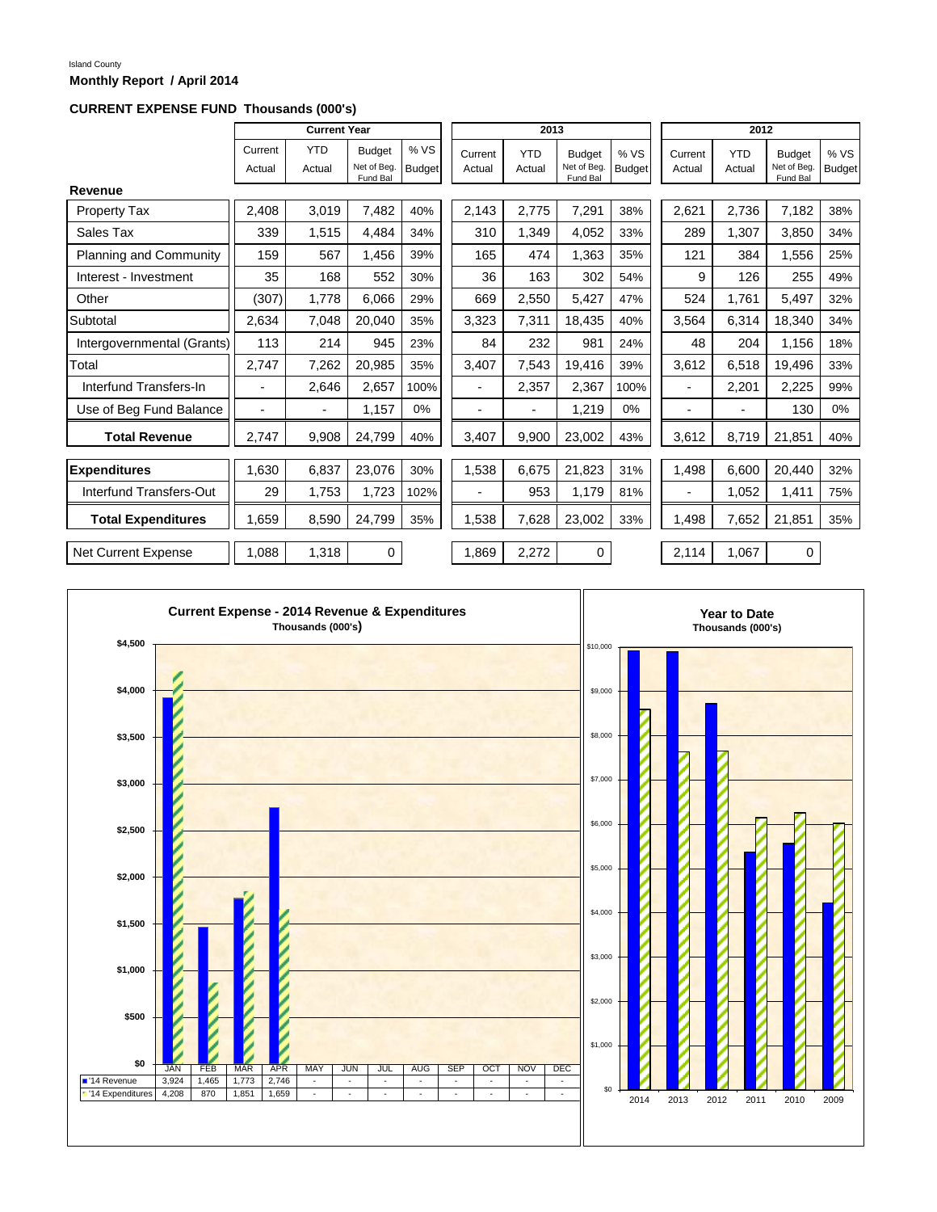Island County

**Monthly Report / April 2014**

**CURRENT EXPENSE FUND Thousands (000's)**

| | Current Year | | | | 2013 | | | | 2012 | | | |
|---|---|---|---|---|---|---|---|---|---|---|---|---|
| | Current Actual | YTD Actual | Budget Net of Beg. Fund Bal | % VS Budget | Current Actual | YTD Actual | Budget Net of Beg. Fund Bal | % VS Budget | Current Actual | YTD Actual | Budget Net of Beg. Fund Bal | % VS Budget |
| **Revenue** | | | | | | | | | | | | |
| Property Tax | 2,408 | 3,019 | 7,482 | 40% | 2,143 | 2,775 | 7,291 | 38% | 2,621 | 2,736 | 7,182 | 38% |
| Sales Tax | 339 | 1,515 | 4,484 | 34% | 310 | 1,349 | 4,052 | 33% | 289 | 1,307 | 3,850 | 34% |
| Planning and Community | 159 | 567 | 1,456 | 39% | 165 | 474 | 1,363 | 35% | 121 | 384 | 1,556 | 25% |
| Interest - Investment | 35 | 168 | 552 | 30% | 36 | 163 | 302 | 54% | 9 | 126 | 255 | 49% |
| Other | (307) | 1,778 | 6,066 | 29% | 669 | 2,550 | 5,427 | 47% | 524 | 1,761 | 5,497 | 32% |
| Subtotal | 2,634 | 7,048 | 20,040 | 35% | 3,323 | 7,311 | 18,435 | 40% | 3,564 | 6,314 | 18,340 | 34% |
| Intergovernmental (Grants) | 113 | 214 | 945 | 23% | 84 | 232 | 981 | 24% | 48 | 204 | 1,156 | 18% |
| Total | 2,747 | 7,262 | 20,985 | 35% | 3,407 | 7,543 | 19,416 | 39% | 3,612 | 6,518 | 19,496 | 33% |
| Interfund Transfers-In | - | 2,646 | 2,657 | 100% | - | 2,357 | 2,367 | 100% | - | 2,201 | 2,225 | 99% |
| Use of Beg Fund Balance | - | - | 1,157 | 0% | - | - | 1,219 | 0% | - | - | 130 | 0% |
| **Total Revenue** | 2,747 | 9,908 | 24,799 | 40% | 3,407 | 9,900 | 23,002 | 43% | 3,612 | 8,719 | 21,851 | 40% |
| **Expenditures** | 1,630 | 6,837 | 23,076 | 30% | 1,538 | 6,675 | 21,823 | 31% | 1,498 | 6,600 | 20,440 | 32% |
| Interfund Transfers-Out | 29 | 1,753 | 1,723 | 102% | - | 953 | 1,179 | 81% | - | 1,052 | 1,411 | 75% |
| **Total Expenditures** | 1,659 | 8,590 | 24,799 | 35% | 1,538 | 7,628 | 23,002 | 33% | 1,498 | 7,652 | 21,851 | 35% |
| Net Current Expense | 1,088 | 1,318 | 0 | | 1,869 | 2,272 | 0 | | 2,114 | 1,067 | 0 | |

**Current Expense - 2014 Revenue & Expenditures**
Thousands (000's)

| | JAN | FEB | MAR | APR | MAY | JUN | JUL | AUG | SEP | OCT | NOV | DEC |
|---|---|---|---|---|---|---|---|---|---|---|---|---|
| '14 Revenue | 3,924 | 1,465 | 1,773 | 2,746 | - | - | - | - | - | - | - | - |
| '14 Expenditures | 4,208 | 870 | 1,851 | 1,659 | - | - | - | - | - | - | - | - |

**Year to Date**
Thousands (000's)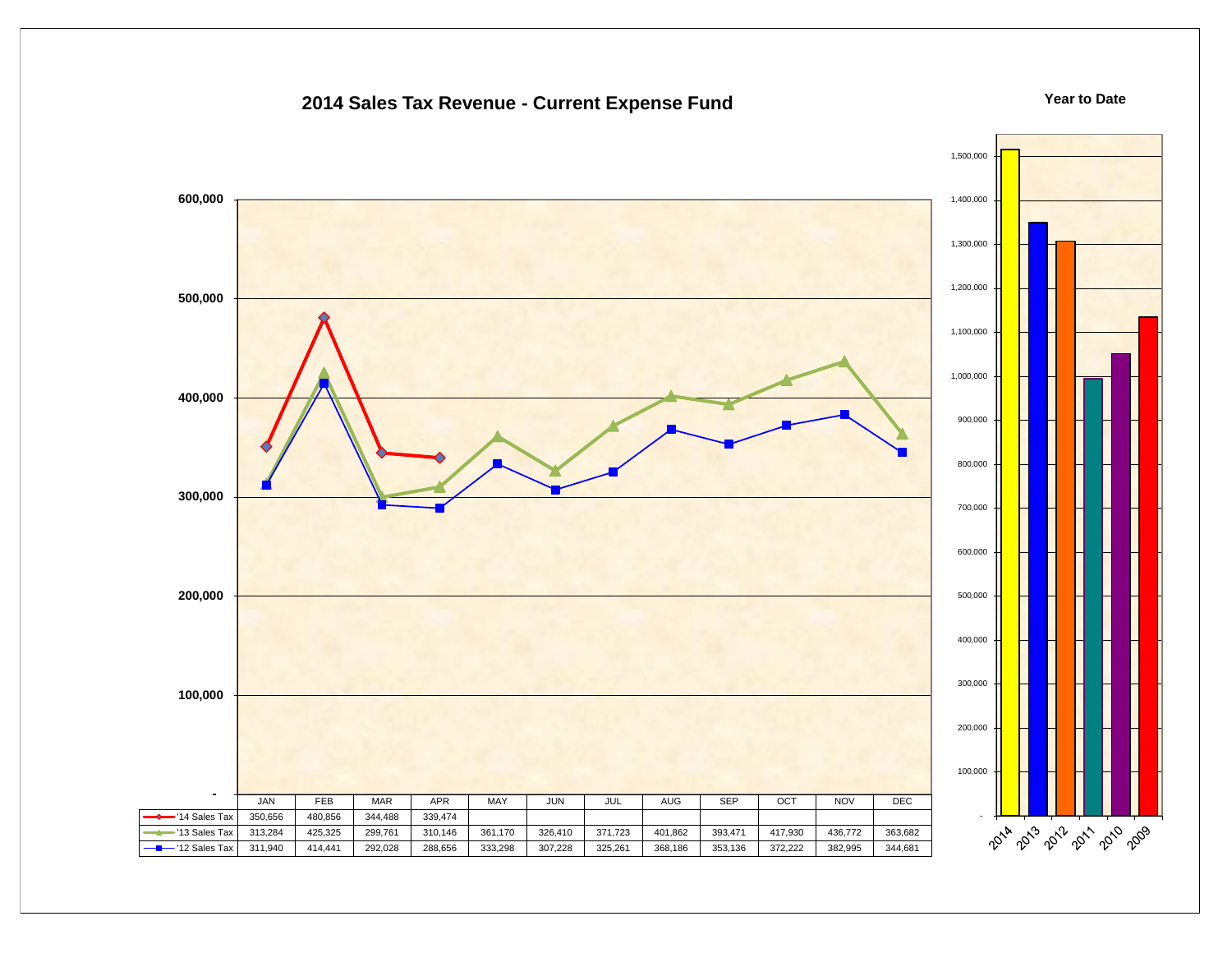# 2014 Sales Tax Revenue - Current Expense Fund

| | JAN | FEB | MAR | APR | MAY | JUN | JUL | AUG | SEP | OCT | NOV | DEC |
|---|---|---|---|---|---|---|---|---|---|---|---|---|
| '14 Sales Tax | 350,656 | 480,856 | 344,488 | 339,474 | | | | | | | | |
| '13 Sales Tax | 313,284 | 425,325 | 299,761 | 310,146 | 361,170 | 326,410 | 371,723 | 401,862 | 393,471 | 417,930 | 436,772 | 363,682 |
| '12 Sales Tax | 311,940 | 414,441 | 292,028 | 288,656 | 333,298 | 307,228 | 325,261 | 368,186 | 353,136 | 372,222 | 382,995 | 344,681 |

**Year to Date**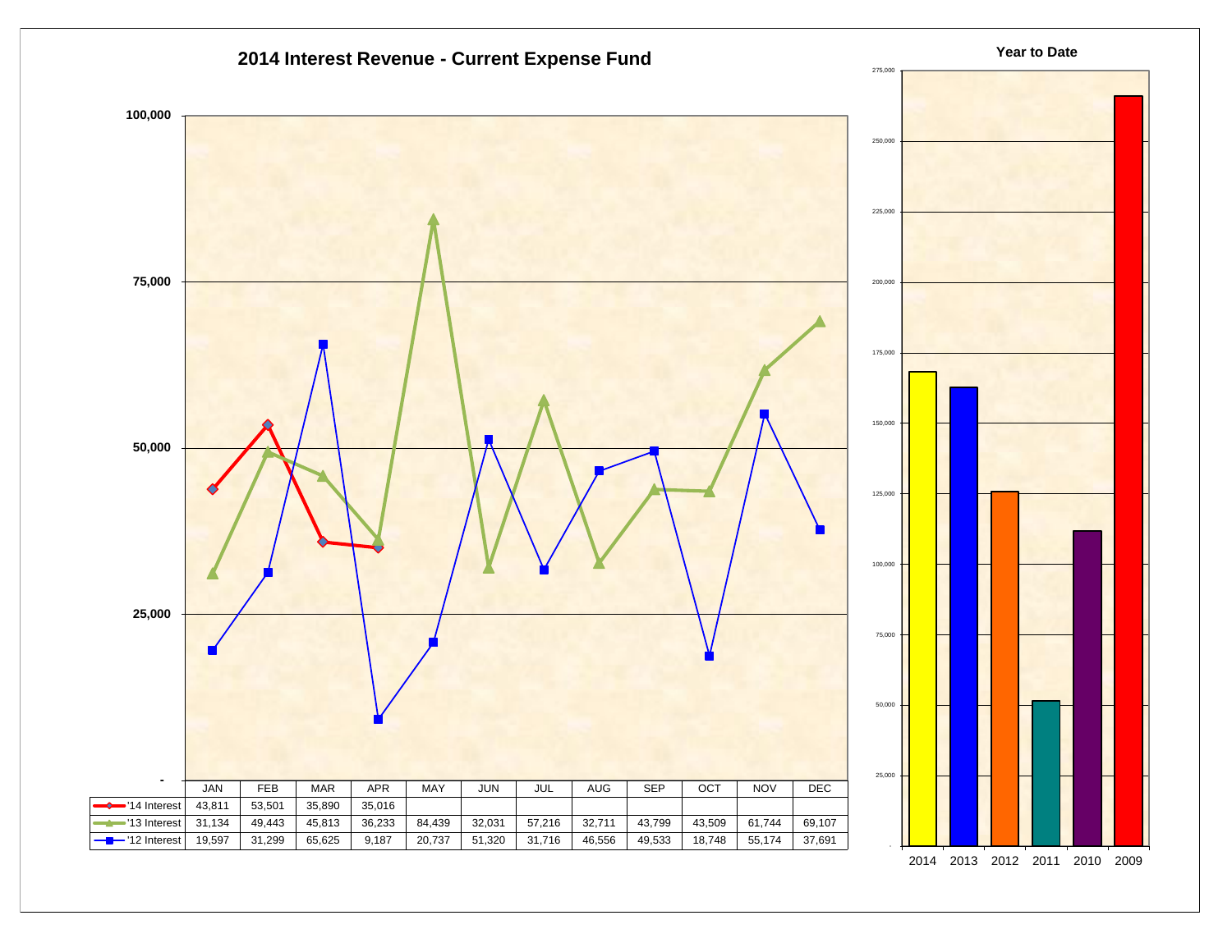# 2014 Interest Revenue - Current Expense Fund

| | JAN | FEB | MAR | APR | MAY | JUN | JUL | AUG | SEP | OCT | NOV | DEC |
|---|---|---|---|---|---|---|---|---|---|---|---|---|
| '14 Interest | 43,811 | 53,501 | 35,890 | 35,016 | | | | | | | | |
| '13 Interest | 31,134 | 49,443 | 45,813 | 36,233 | 84,439 | 32,031 | 57,216 | 32,711 | 43,799 | 43,509 | 61,744 | 69,107 |
| '12 Interest | 19,597 | 31,299 | 65,625 | 9,187 | 20,737 | 51,320 | 31,716 | 46,556 | 49,533 | 18,748 | 55,174 | 37,691 |

## Year to Date

2014, 2013, 2012, 2011, 2010, 2009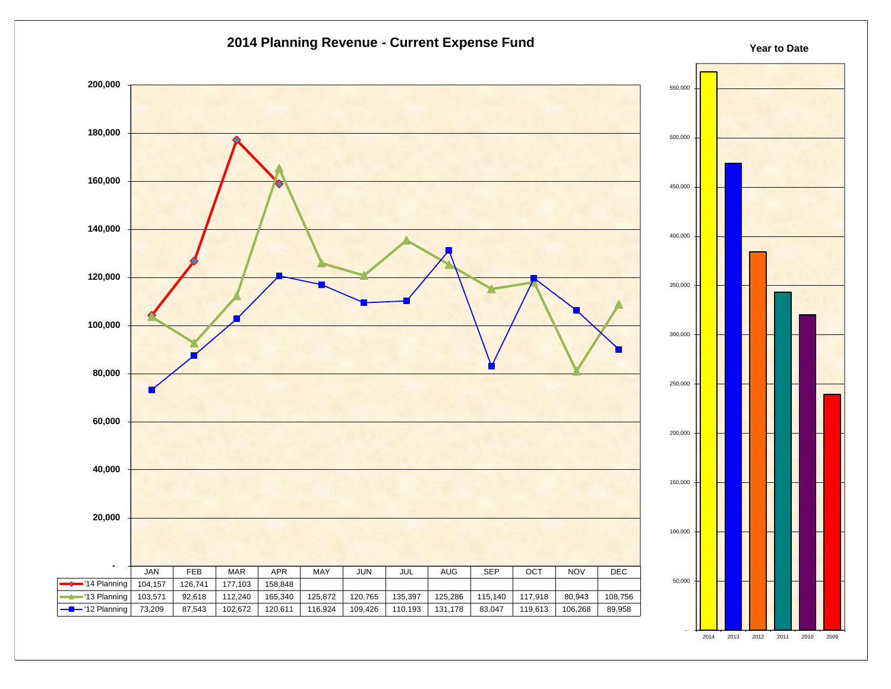# 2014 Planning Revenue - Current Expense Fund

| | JAN | FEB | MAR | APR | MAY | JUN | JUL | AUG | SEP | OCT | NOV | DEC |
|---|---|---|---|---|---|---|---|---|---|---|---|---|
| '14 Planning | 104,157 | 126,741 | 177,103 | 158,848 | | | | | | | | |
| '13 Planning | 103,571 | 92,618 | 112,240 | 165,340 | 125,872 | 120,765 | 135,397 | 125,286 | 115,140 | 117,918 | 80,943 | 108,756 |
| '12 Planning | 73,209 | 87,543 | 102,672 | 120,611 | 116,924 | 109,426 | 110,193 | 131,178 | 83,047 | 119,613 | 106,268 | 89,958 |

**Year to Date**

Years shown: 2014, 2013, 2012, 2011, 2010, 2009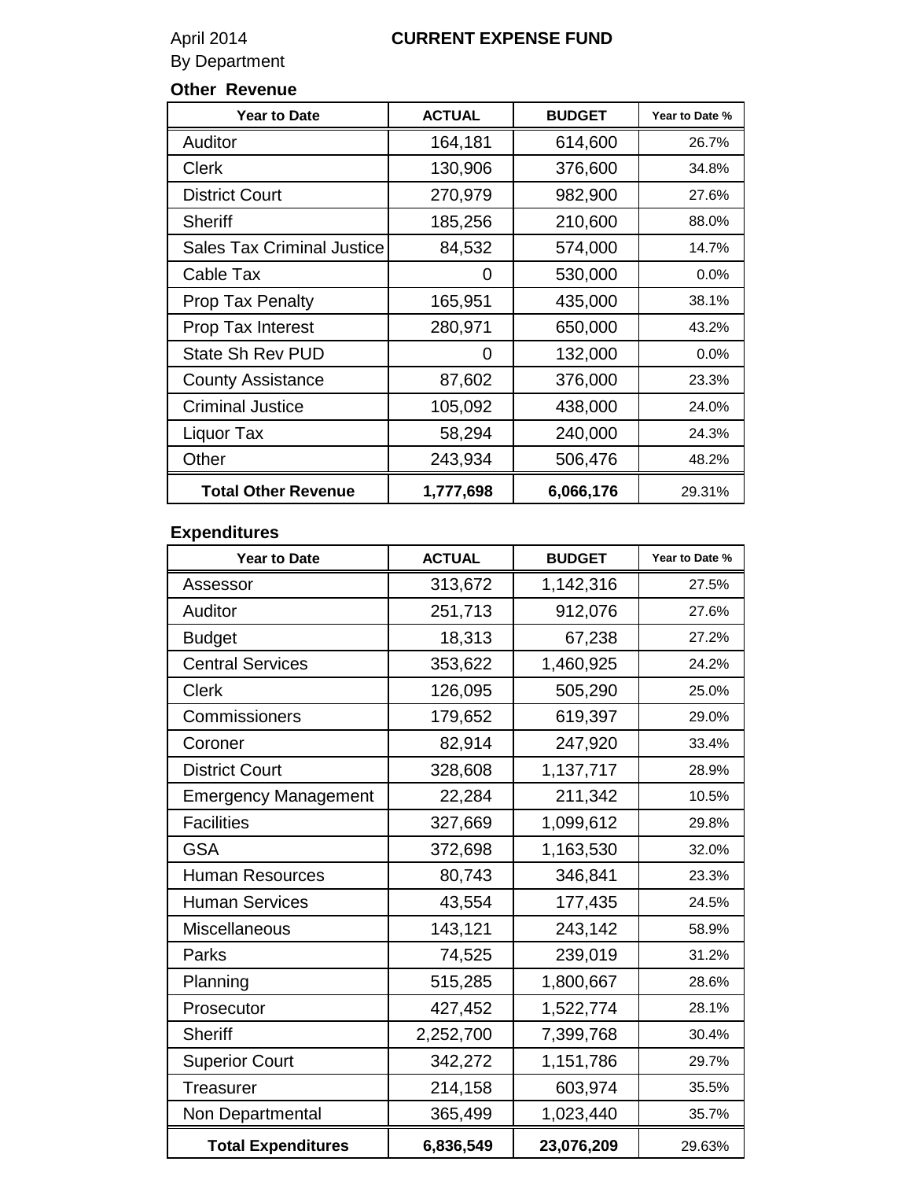April 2014 **CURRENT EXPENSE FUND**

By Department

**Other Revenue**

| Year to Date | ACTUAL | BUDGET | Year to Date % |
|---|---|---|---|
| Auditor | 164,181 | 614,600 | 26.7% |
| Clerk | 130,906 | 376,600 | 34.8% |
| District Court | 270,979 | 982,900 | 27.6% |
| Sheriff | 185,256 | 210,600 | 88.0% |
| Sales Tax Criminal Justice | 84,532 | 574,000 | 14.7% |
| Cable Tax | 0 | 530,000 | 0.0% |
| Prop Tax Penalty | 165,951 | 435,000 | 38.1% |
| Prop Tax Interest | 280,971 | 650,000 | 43.2% |
| State Sh Rev PUD | 0 | 132,000 | 0.0% |
| County Assistance | 87,602 | 376,000 | 23.3% |
| Criminal Justice | 105,092 | 438,000 | 24.0% |
| Liquor Tax | 58,294 | 240,000 | 24.3% |
| Other | 243,934 | 506,476 | 48.2% |
| **Total Other Revenue** | **1,777,698** | **6,066,176** | 29.31% |

**Expenditures**

| Year to Date | ACTUAL | BUDGET | Year to Date % |
|---|---|---|---|
| Assessor | 313,672 | 1,142,316 | 27.5% |
| Auditor | 251,713 | 912,076 | 27.6% |
| Budget | 18,313 | 67,238 | 27.2% |
| Central Services | 353,622 | 1,460,925 | 24.2% |
| Clerk | 126,095 | 505,290 | 25.0% |
| Commissioners | 179,652 | 619,397 | 29.0% |
| Coroner | 82,914 | 247,920 | 33.4% |
| District Court | 328,608 | 1,137,717 | 28.9% |
| Emergency Management | 22,284 | 211,342 | 10.5% |
| Facilities | 327,669 | 1,099,612 | 29.8% |
| GSA | 372,698 | 1,163,530 | 32.0% |
| Human Resources | 80,743 | 346,841 | 23.3% |
| Human Services | 43,554 | 177,435 | 24.5% |
| Miscellaneous | 143,121 | 243,142 | 58.9% |
| Parks | 74,525 | 239,019 | 31.2% |
| Planning | 515,285 | 1,800,667 | 28.6% |
| Prosecutor | 427,452 | 1,522,774 | 28.1% |
| Sheriff | 2,252,700 | 7,399,768 | 30.4% |
| Superior Court | 342,272 | 1,151,786 | 29.7% |
| Treasurer | 214,158 | 603,974 | 35.5% |
| Non Departmental | 365,499 | 1,023,440 | 35.7% |
| **Total Expenditures** | **6,836,549** | **23,076,209** | 29.63% |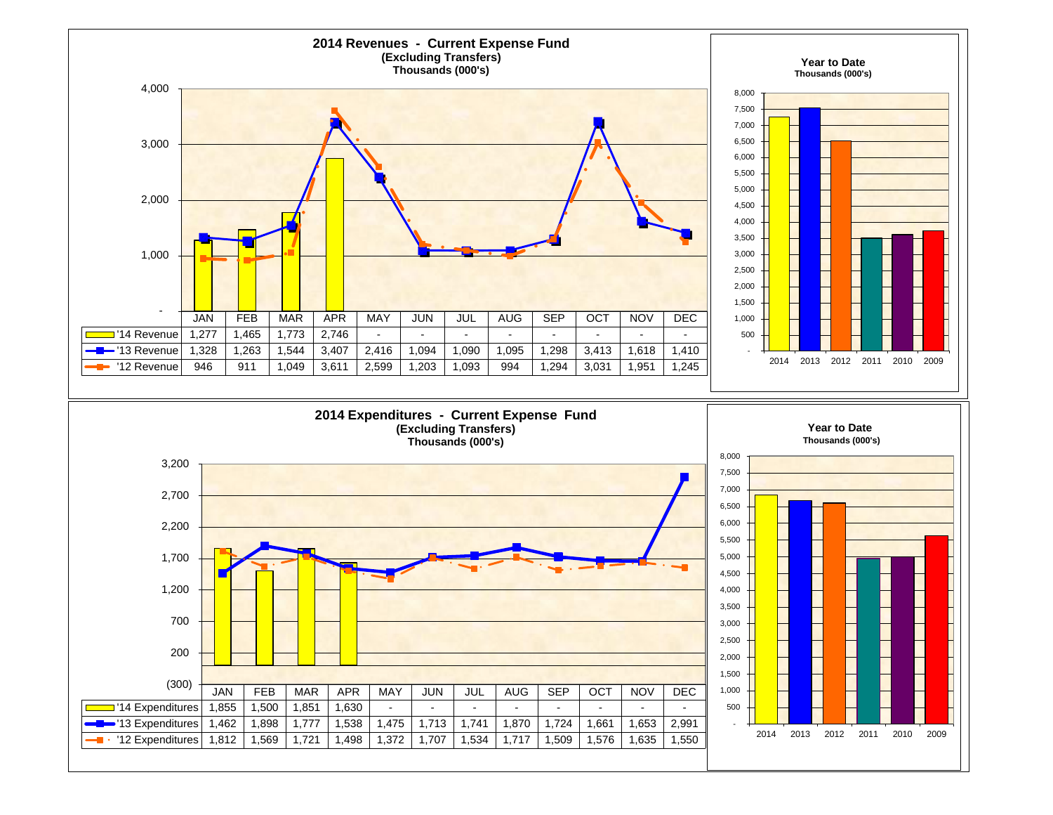## 2014 Revenues - Current Expense Fund

**(Excluding Transfers)**
**Thousands (000's)**

| | JAN | FEB | MAR | APR | MAY | JUN | JUL | AUG | SEP | OCT | NOV | DEC |
|---|---|---|---|---|---|---|---|---|---|---|---|---|
| '14 Revenue | 1,277 | 1,465 | 1,773 | 2,746 | - | - | - | - | - | - | - | - |
| '13 Revenue | 1,328 | 1,263 | 1,544 | 3,407 | 2,416 | 1,094 | 1,090 | 1,095 | 1,298 | 3,413 | 1,618 | 1,410 |
| '12 Revenue | 946 | 911 | 1,049 | 3,611 | 2,599 | 1,203 | 1,093 | 994 | 1,294 | 3,031 | 1,951 | 1,245 |

### Year to Date

Thousands (000's)

## 2014 Expenditures - Current Expense Fund

**(Excluding Transfers)**
**Thousands (000's)**

| | JAN | FEB | MAR | APR | MAY | JUN | JUL | AUG | SEP | OCT | NOV | DEC |
|---|---|---|---|---|---|---|---|---|---|---|---|---|
| '14 Expenditures | 1,855 | 1,500 | 1,851 | 1,630 | - | - | - | - | - | - | - | - |
| '13 Expenditures | 1,462 | 1,898 | 1,777 | 1,538 | 1,475 | 1,713 | 1,741 | 1,870 | 1,724 | 1,661 | 1,653 | 2,991 |
| '12 Expenditures | 1,812 | 1,569 | 1,721 | 1,498 | 1,372 | 1,707 | 1,534 | 1,717 | 1,509 | 1,576 | 1,635 | 1,550 |

### Year to Date

Thousands (000's)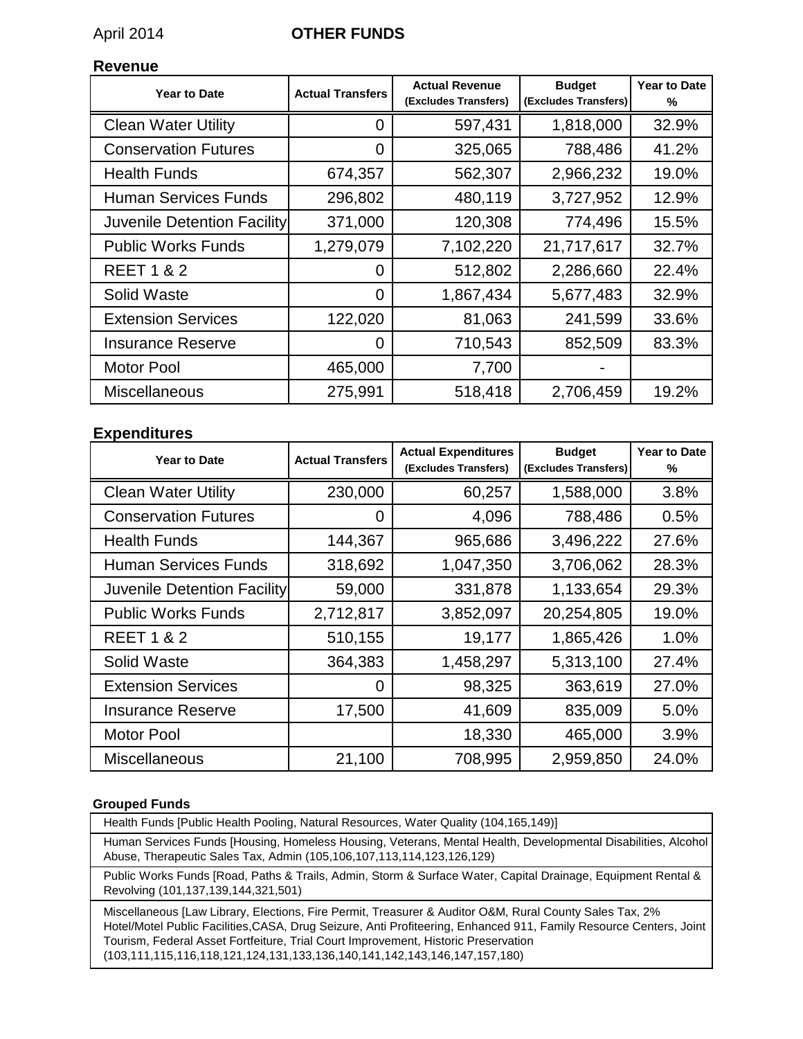April 2014 **OTHER FUNDS**

## Revenue

| Year to Date | Actual Transfers | Actual Revenue (Excludes Transfers) | Budget (Excludes Transfers) | Year to Date % |
|---|---|---|---|---|
| Clean Water Utility | 0 | 597,431 | 1,818,000 | 32.9% |
| Conservation Futures | 0 | 325,065 | 788,486 | 41.2% |
| Health Funds | 674,357 | 562,307 | 2,966,232 | 19.0% |
| Human Services Funds | 296,802 | 480,119 | 3,727,952 | 12.9% |
| Juvenile Detention Facility | 371,000 | 120,308 | 774,496 | 15.5% |
| Public Works Funds | 1,279,079 | 7,102,220 | 21,717,617 | 32.7% |
| REET 1 & 2 | 0 | 512,802 | 2,286,660 | 22.4% |
| Solid Waste | 0 | 1,867,434 | 5,677,483 | 32.9% |
| Extension Services | 122,020 | 81,063 | 241,599 | 33.6% |
| Insurance Reserve | 0 | 710,543 | 852,509 | 83.3% |
| Motor Pool | 465,000 | 7,700 | - | |
| Miscellaneous | 275,991 | 518,418 | 2,706,459 | 19.2% |

## Expenditures

| Year to Date | Actual Transfers | Actual Expenditures (Excludes Transfers) | Budget (Excludes Transfers) | Year to Date % |
|---|---|---|---|---|
| Clean Water Utility | 230,000 | 60,257 | 1,588,000 | 3.8% |
| Conservation Futures | 0 | 4,096 | 788,486 | 0.5% |
| Health Funds | 144,367 | 965,686 | 3,496,222 | 27.6% |
| Human Services Funds | 318,692 | 1,047,350 | 3,706,062 | 28.3% |
| Juvenile Detention Facility | 59,000 | 331,878 | 1,133,654 | 29.3% |
| Public Works Funds | 2,712,817 | 3,852,097 | 20,254,805 | 19.0% |
| REET 1 & 2 | 510,155 | 19,177 | 1,865,426 | 1.0% |
| Solid Waste | 364,383 | 1,458,297 | 5,313,100 | 27.4% |
| Extension Services | 0 | 98,325 | 363,619 | 27.0% |
| Insurance Reserve | 17,500 | 41,609 | 835,009 | 5.0% |
| Motor Pool | | 18,330 | 465,000 | 3.9% |
| Miscellaneous | 21,100 | 708,995 | 2,959,850 | 24.0% |

### Grouped Funds

Health Funds [Public Health Pooling, Natural Resources, Water Quality (104,165,149)]

Human Services Funds [Housing, Homeless Housing, Veterans, Mental Health, Developmental Disabilities, Alcohol Abuse, Therapeutic Sales Tax, Admin (105,106,107,113,114,123,126,129)

Public Works Funds [Road, Paths & Trails, Admin, Storm & Surface Water, Capital Drainage, Equipment Rental & Revolving (101,137,139,144,321,501)

Miscellaneous [Law Library, Elections, Fire Permit, Treasurer & Auditor O&M, Rural County Sales Tax, 2% Hotel/Motel Public Facilities,CASA, Drug Seizure, Anti Profiteering, Enhanced 911, Family Resource Centers, Joint Tourism, Federal Asset Fortfeiture, Trial Court Improvement, Historic Preservation (103,111,115,116,118,121,124,131,133,136,140,141,142,143,146,147,157,180)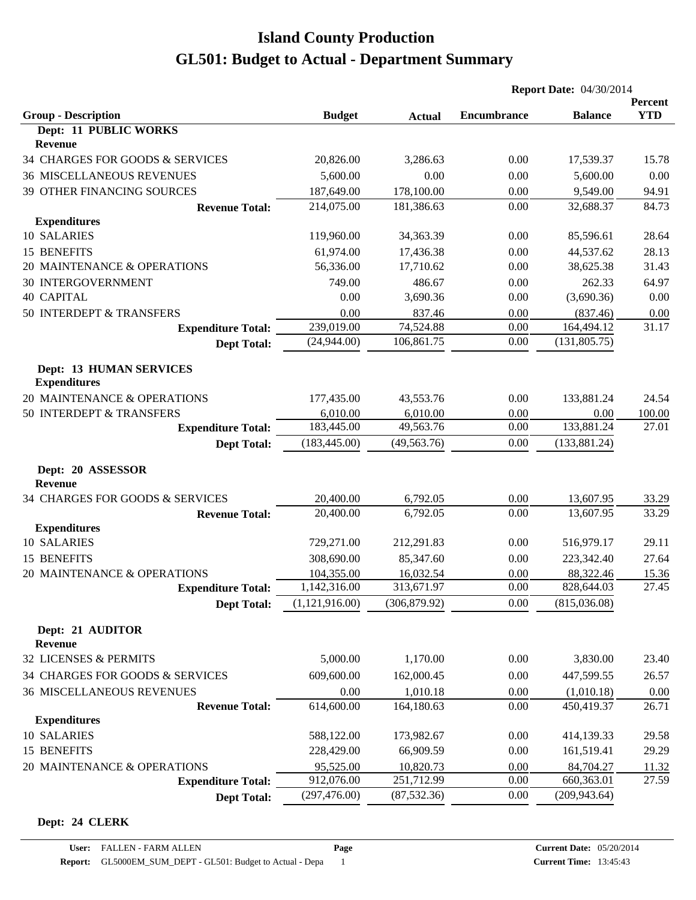# Island County Production
# GL501: Budget to Actual - Department Summary

**Report Date:** 04/30/2014

| Group - Description | Budget | Actual | Encumbrance | Balance | Percent YTD |
|---|---|---|---|---|---|
| **Dept: 11 PUBLIC WORKS** | | | | | |
| **Revenue** | | | | | |
| 34 CHARGES FOR GOODS & SERVICES | 20,826.00 | 3,286.63 | 0.00 | 17,539.37 | 15.78 |
| 36 MISCELLANEOUS REVENUES | 5,600.00 | 0.00 | 0.00 | 5,600.00 | 0.00 |
| 39 OTHER FINANCING SOURCES | 187,649.00 | 178,100.00 | 0.00 | 9,549.00 | 94.91 |
| **Revenue Total:** | 214,075.00 | 181,386.63 | 0.00 | 32,688.37 | 84.73 |
| **Expenditures** | | | | | |
| 10 SALARIES | 119,960.00 | 34,363.39 | 0.00 | 85,596.61 | 28.64 |
| 15 BENEFITS | 61,974.00 | 17,436.38 | 0.00 | 44,537.62 | 28.13 |
| 20 MAINTENANCE & OPERATIONS | 56,336.00 | 17,710.62 | 0.00 | 38,625.38 | 31.43 |
| 30 INTERGOVERNMENT | 749.00 | 486.67 | 0.00 | 262.33 | 64.97 |
| 40 CAPITAL | 0.00 | 3,690.36 | 0.00 | (3,690.36) | 0.00 |
| 50 INTERDEPT & TRANSFERS | 0.00 | 837.46 | 0.00 | (837.46) | 0.00 |
| **Expenditure Total:** | 239,019.00 | 74,524.88 | 0.00 | 164,494.12 | 31.17 |
| **Dept Total:** | (24,944.00) | 106,861.75 | 0.00 | (131,805.75) | |
| **Dept: 13 HUMAN SERVICES** | | | | | |
| **Expenditures** | | | | | |
| 20 MAINTENANCE & OPERATIONS | 177,435.00 | 43,553.76 | 0.00 | 133,881.24 | 24.54 |
| 50 INTERDEPT & TRANSFERS | 6,010.00 | 6,010.00 | 0.00 | 0.00 | 100.00 |
| **Expenditure Total:** | 183,445.00 | 49,563.76 | 0.00 | 133,881.24 | 27.01 |
| **Dept Total:** | (183,445.00) | (49,563.76) | 0.00 | (133,881.24) | |
| **Dept: 20 ASSESSOR** | | | | | |
| **Revenue** | | | | | |
| 34 CHARGES FOR GOODS & SERVICES | 20,400.00 | 6,792.05 | 0.00 | 13,607.95 | 33.29 |
| **Revenue Total:** | 20,400.00 | 6,792.05 | 0.00 | 13,607.95 | 33.29 |
| **Expenditures** | | | | | |
| 10 SALARIES | 729,271.00 | 212,291.83 | 0.00 | 516,979.17 | 29.11 |
| 15 BENEFITS | 308,690.00 | 85,347.60 | 0.00 | 223,342.40 | 27.64 |
| 20 MAINTENANCE & OPERATIONS | 104,355.00 | 16,032.54 | 0.00 | 88,322.46 | 15.36 |
| **Expenditure Total:** | 1,142,316.00 | 313,671.97 | 0.00 | 828,644.03 | 27.45 |
| **Dept Total:** | (1,121,916.00) | (306,879.92) | 0.00 | (815,036.08) | |
| **Dept: 21 AUDITOR** | | | | | |
| **Revenue** | | | | | |
| 32 LICENSES & PERMITS | 5,000.00 | 1,170.00 | 0.00 | 3,830.00 | 23.40 |
| 34 CHARGES FOR GOODS & SERVICES | 609,600.00 | 162,000.45 | 0.00 | 447,599.55 | 26.57 |
| 36 MISCELLANEOUS REVENUES | 0.00 | 1,010.18 | 0.00 | (1,010.18) | 0.00 |
| **Revenue Total:** | 614,600.00 | 164,180.63 | 0.00 | 450,419.37 | 26.71 |
| **Expenditures** | | | | | |
| 10 SALARIES | 588,122.00 | 173,982.67 | 0.00 | 414,139.33 | 29.58 |
| 15 BENEFITS | 228,429.00 | 66,909.59 | 0.00 | 161,519.41 | 29.29 |
| 20 MAINTENANCE & OPERATIONS | 95,525.00 | 10,820.73 | 0.00 | 84,704.27 | 11.32 |
| **Expenditure Total:** | 912,076.00 | 251,712.99 | 0.00 | 660,363.01 | 27.59 |
| **Dept Total:** | (297,476.00) | (87,532.36) | 0.00 | (209,943.64) | |
| **Dept: 24 CLERK** | | | | | |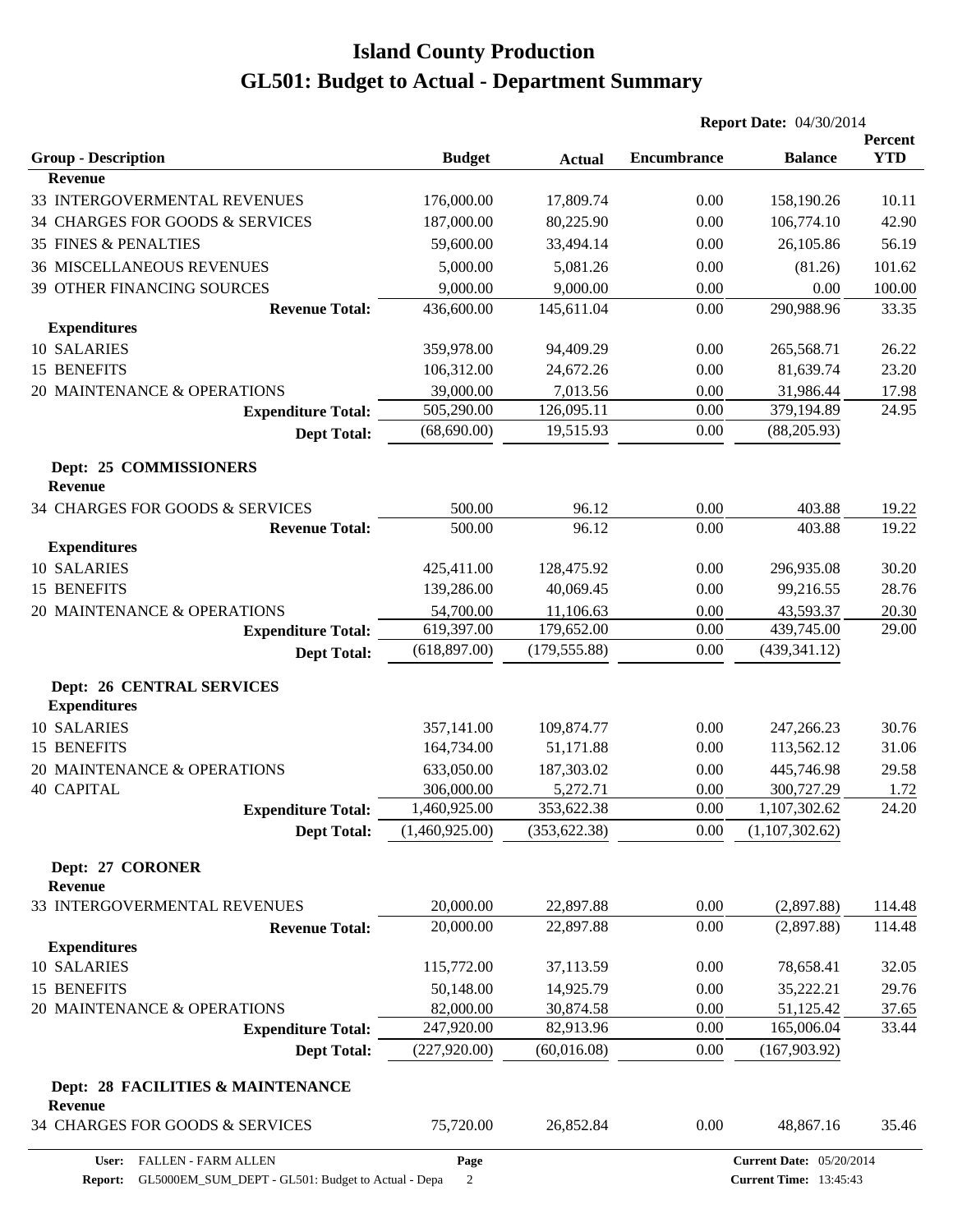# Island County Production
# GL501: Budget to Actual - Department Summary

**Report Date:** 04/30/2014

| Group - Description | Budget | Actual | Encumbrance | Balance | Percent YTD |
|---|---|---|---|---|---|
| **Revenue** | | | | | |
| 33 INTERGOVERMENTAL REVENUES | 176,000.00 | 17,809.74 | 0.00 | 158,190.26 | 10.11 |
| 34 CHARGES FOR GOODS & SERVICES | 187,000.00 | 80,225.90 | 0.00 | 106,774.10 | 42.90 |
| 35 FINES & PENALTIES | 59,600.00 | 33,494.14 | 0.00 | 26,105.86 | 56.19 |
| 36 MISCELLANEOUS REVENUES | 5,000.00 | 5,081.26 | 0.00 | (81.26) | 101.62 |
| 39 OTHER FINANCING SOURCES | 9,000.00 | 9,000.00 | 0.00 | 0.00 | 100.00 |
| **Revenue Total:** | 436,600.00 | 145,611.04 | 0.00 | 290,988.96 | 33.35 |
| **Expenditures** | | | | | |
| 10 SALARIES | 359,978.00 | 94,409.29 | 0.00 | 265,568.71 | 26.22 |
| 15 BENEFITS | 106,312.00 | 24,672.26 | 0.00 | 81,639.74 | 23.20 |
| 20 MAINTENANCE & OPERATIONS | 39,000.00 | 7,013.56 | 0.00 | 31,986.44 | 17.98 |
| **Expenditure Total:** | 505,290.00 | 126,095.11 | 0.00 | 379,194.89 | 24.95 |
| **Dept Total:** | (68,690.00) | 19,515.93 | 0.00 | (88,205.93) | |
| **Dept: 25 COMMISSIONERS** | | | | | |
| **Revenue** | | | | | |
| 34 CHARGES FOR GOODS & SERVICES | 500.00 | 96.12 | 0.00 | 403.88 | 19.22 |
| **Revenue Total:** | 500.00 | 96.12 | 0.00 | 403.88 | 19.22 |
| **Expenditures** | | | | | |
| 10 SALARIES | 425,411.00 | 128,475.92 | 0.00 | 296,935.08 | 30.20 |
| 15 BENEFITS | 139,286.00 | 40,069.45 | 0.00 | 99,216.55 | 28.76 |
| 20 MAINTENANCE & OPERATIONS | 54,700.00 | 11,106.63 | 0.00 | 43,593.37 | 20.30 |
| **Expenditure Total:** | 619,397.00 | 179,652.00 | 0.00 | 439,745.00 | 29.00 |
| **Dept Total:** | (618,897.00) | (179,555.88) | 0.00 | (439,341.12) | |
| **Dept: 26 CENTRAL SERVICES** | | | | | |
| **Expenditures** | | | | | |
| 10 SALARIES | 357,141.00 | 109,874.77 | 0.00 | 247,266.23 | 30.76 |
| 15 BENEFITS | 164,734.00 | 51,171.88 | 0.00 | 113,562.12 | 31.06 |
| 20 MAINTENANCE & OPERATIONS | 633,050.00 | 187,303.02 | 0.00 | 445,746.98 | 29.58 |
| 40 CAPITAL | 306,000.00 | 5,272.71 | 0.00 | 300,727.29 | 1.72 |
| **Expenditure Total:** | 1,460,925.00 | 353,622.38 | 0.00 | 1,107,302.62 | 24.20 |
| **Dept Total:** | (1,460,925.00) | (353,622.38) | 0.00 | (1,107,302.62) | |
| **Dept: 27 CORONER** | | | | | |
| **Revenue** | | | | | |
| 33 INTERGOVERMENTAL REVENUES | 20,000.00 | 22,897.88 | 0.00 | (2,897.88) | 114.48 |
| **Revenue Total:** | 20,000.00 | 22,897.88 | 0.00 | (2,897.88) | 114.48 |
| **Expenditures** | | | | | |
| 10 SALARIES | 115,772.00 | 37,113.59 | 0.00 | 78,658.41 | 32.05 |
| 15 BENEFITS | 50,148.00 | 14,925.79 | 0.00 | 35,222.21 | 29.76 |
| 20 MAINTENANCE & OPERATIONS | 82,000.00 | 30,874.58 | 0.00 | 51,125.42 | 37.65 |
| **Expenditure Total:** | 247,920.00 | 82,913.96 | 0.00 | 165,006.04 | 33.44 |
| **Dept Total:** | (227,920.00) | (60,016.08) | 0.00 | (167,903.92) | |
| **Dept: 28 FACILITIES & MAINTENANCE** | | | | | |
| **Revenue** | | | | | |
| 34 CHARGES FOR GOODS & SERVICES | 75,720.00 | 26,852.84 | 0.00 | 48,867.16 | 35.46 |

**User:** FALLEN - FARM ALLEN
**Report:** GL5000EM_SUM_DEPT - GL501: Budget to Actual - Depa
**Current Date:** 05/20/2014
**Current Time:** 13:45:43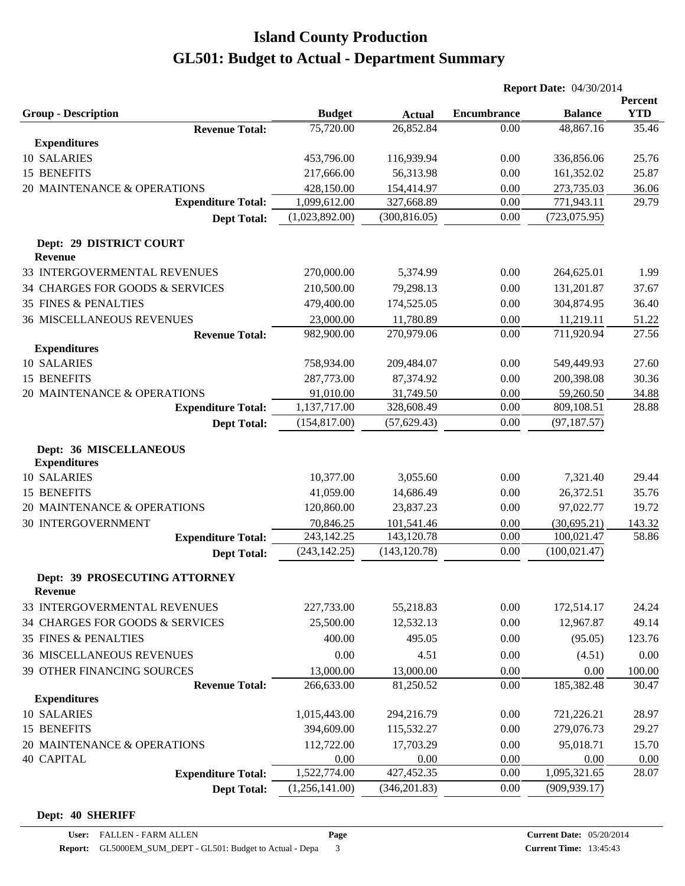# Island County Production
# GL501: Budget to Actual - Department Summary

**Report Date:** 04/30/2014

| Group - Description | Budget | Actual | Encumbrance | Balance | Percent YTD |
|---|---|---|---|---|---|
| **Revenue Total:** | 75,720.00 | 26,852.84 | 0.00 | 48,867.16 | 35.46 |
| **Expenditures** | | | | | |
| 10 SALARIES | 453,796.00 | 116,939.94 | 0.00 | 336,856.06 | 25.76 |
| 15 BENEFITS | 217,666.00 | 56,313.98 | 0.00 | 161,352.02 | 25.87 |
| 20 MAINTENANCE & OPERATIONS | 428,150.00 | 154,414.97 | 0.00 | 273,735.03 | 36.06 |
| **Expenditure Total:** | 1,099,612.00 | 327,668.89 | 0.00 | 771,943.11 | 29.79 |
| **Dept Total:** | (1,023,892.00) | (300,816.05) | 0.00 | (723,075.95) | |
| **Dept: 29 DISTRICT COURT** | | | | | |
| **Revenue** | | | | | |
| 33 INTERGOVERMENTAL REVENUES | 270,000.00 | 5,374.99 | 0.00 | 264,625.01 | 1.99 |
| 34 CHARGES FOR GOODS & SERVICES | 210,500.00 | 79,298.13 | 0.00 | 131,201.87 | 37.67 |
| 35 FINES & PENALTIES | 479,400.00 | 174,525.05 | 0.00 | 304,874.95 | 36.40 |
| 36 MISCELLANEOUS REVENUES | 23,000.00 | 11,780.89 | 0.00 | 11,219.11 | 51.22 |
| **Revenue Total:** | 982,900.00 | 270,979.06 | 0.00 | 711,920.94 | 27.56 |
| **Expenditures** | | | | | |
| 10 SALARIES | 758,934.00 | 209,484.07 | 0.00 | 549,449.93 | 27.60 |
| 15 BENEFITS | 287,773.00 | 87,374.92 | 0.00 | 200,398.08 | 30.36 |
| 20 MAINTENANCE & OPERATIONS | 91,010.00 | 31,749.50 | 0.00 | 59,260.50 | 34.88 |
| **Expenditure Total:** | 1,137,717.00 | 328,608.49 | 0.00 | 809,108.51 | 28.88 |
| **Dept Total:** | (154,817.00) | (57,629.43) | 0.00 | (97,187.57) | |
| **Dept: 36 MISCELLANEOUS** | | | | | |
| **Expenditures** | | | | | |
| 10 SALARIES | 10,377.00 | 3,055.60 | 0.00 | 7,321.40 | 29.44 |
| 15 BENEFITS | 41,059.00 | 14,686.49 | 0.00 | 26,372.51 | 35.76 |
| 20 MAINTENANCE & OPERATIONS | 120,860.00 | 23,837.23 | 0.00 | 97,022.77 | 19.72 |
| 30 INTERGOVERNMENT | 70,846.25 | 101,541.46 | 0.00 | (30,695.21) | 143.32 |
| **Expenditure Total:** | 243,142.25 | 143,120.78 | 0.00 | 100,021.47 | 58.86 |
| **Dept Total:** | (243,142.25) | (143,120.78) | 0.00 | (100,021.47) | |
| **Dept: 39 PROSECUTING ATTORNEY** | | | | | |
| **Revenue** | | | | | |
| 33 INTERGOVERMENTAL REVENUES | 227,733.00 | 55,218.83 | 0.00 | 172,514.17 | 24.24 |
| 34 CHARGES FOR GOODS & SERVICES | 25,500.00 | 12,532.13 | 0.00 | 12,967.87 | 49.14 |
| 35 FINES & PENALTIES | 400.00 | 495.05 | 0.00 | (95.05) | 123.76 |
| 36 MISCELLANEOUS REVENUES | 0.00 | 4.51 | 0.00 | (4.51) | 0.00 |
| 39 OTHER FINANCING SOURCES | 13,000.00 | 13,000.00 | 0.00 | 0.00 | 100.00 |
| **Revenue Total:** | 266,633.00 | 81,250.52 | 0.00 | 185,382.48 | 30.47 |
| **Expenditures** | | | | | |
| 10 SALARIES | 1,015,443.00 | 294,216.79 | 0.00 | 721,226.21 | 28.97 |
| 15 BENEFITS | 394,609.00 | 115,532.27 | 0.00 | 279,076.73 | 29.27 |
| 20 MAINTENANCE & OPERATIONS | 112,722.00 | 17,703.29 | 0.00 | 95,018.71 | 15.70 |
| 40 CAPITAL | 0.00 | 0.00 | 0.00 | 0.00 | 0.00 |
| **Expenditure Total:** | 1,522,774.00 | 427,452.35 | 0.00 | 1,095,321.65 | 28.07 |
| **Dept Total:** | (1,256,141.00) | (346,201.83) | 0.00 | (909,939.17) | |

**Dept: 40 SHERIFF**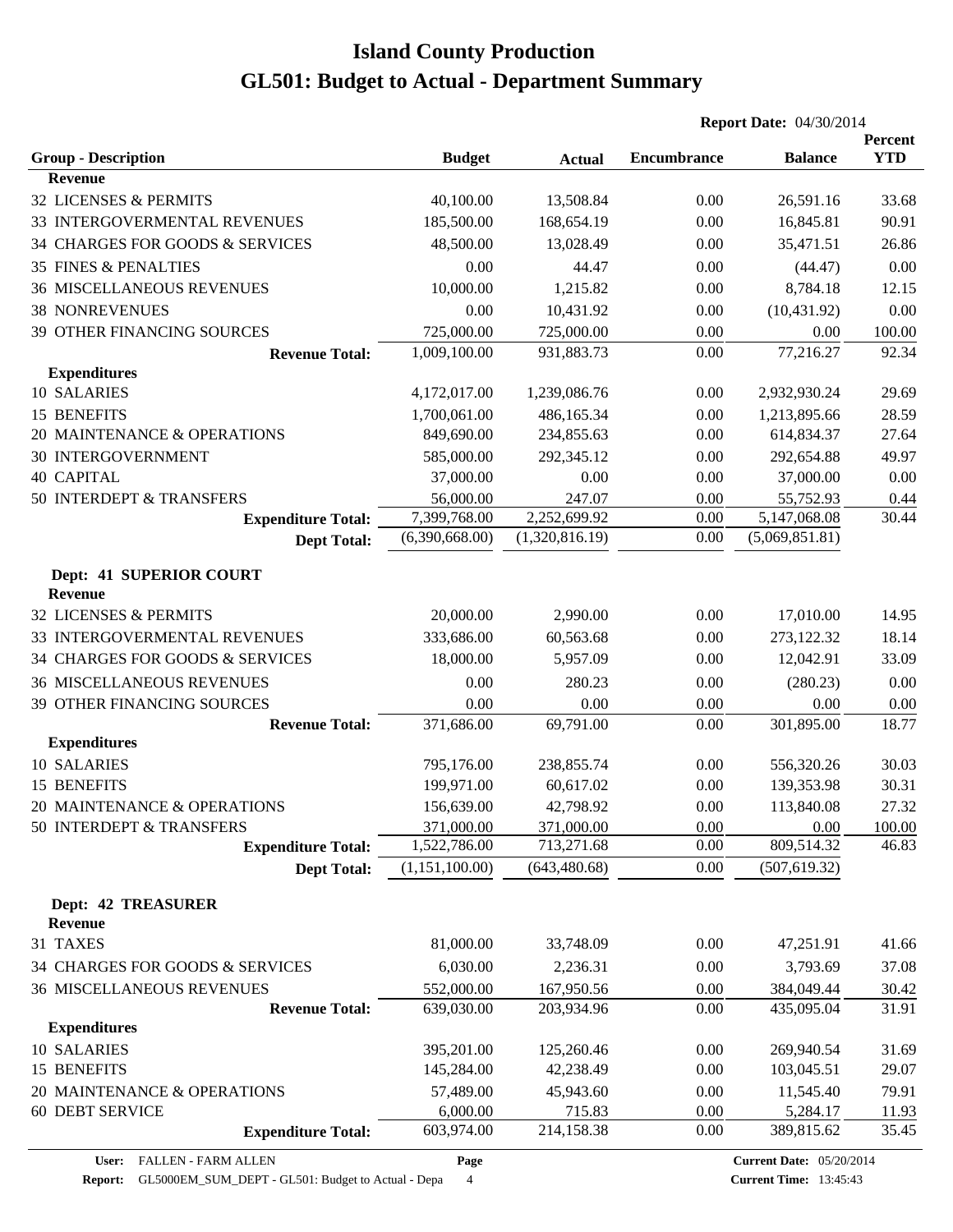# Island County Production
# GL501: Budget to Actual - Department Summary

**Report Date:** 04/30/2014

| Group - Description | Budget | Actual | Encumbrance | Balance | Percent YTD |
|---|---|---|---|---|---|
| **Revenue** | | | | | |
| 32 LICENSES & PERMITS | 40,100.00 | 13,508.84 | 0.00 | 26,591.16 | 33.68 |
| 33 INTERGOVERMENTAL REVENUES | 185,500.00 | 168,654.19 | 0.00 | 16,845.81 | 90.91 |
| 34 CHARGES FOR GOODS & SERVICES | 48,500.00 | 13,028.49 | 0.00 | 35,471.51 | 26.86 |
| 35 FINES & PENALTIES | 0.00 | 44.47 | 0.00 | (44.47) | 0.00 |
| 36 MISCELLANEOUS REVENUES | 10,000.00 | 1,215.82 | 0.00 | 8,784.18 | 12.15 |
| 38 NONREVENUES | 0.00 | 10,431.92 | 0.00 | (10,431.92) | 0.00 |
| 39 OTHER FINANCING SOURCES | 725,000.00 | 725,000.00 | 0.00 | 0.00 | 100.00 |
| **Revenue Total:** | 1,009,100.00 | 931,883.73 | 0.00 | 77,216.27 | 92.34 |
| **Expenditures** | | | | | |
| 10 SALARIES | 4,172,017.00 | 1,239,086.76 | 0.00 | 2,932,930.24 | 29.69 |
| 15 BENEFITS | 1,700,061.00 | 486,165.34 | 0.00 | 1,213,895.66 | 28.59 |
| 20 MAINTENANCE & OPERATIONS | 849,690.00 | 234,855.63 | 0.00 | 614,834.37 | 27.64 |
| 30 INTERGOVERNMENT | 585,000.00 | 292,345.12 | 0.00 | 292,654.88 | 49.97 |
| 40 CAPITAL | 37,000.00 | 0.00 | 0.00 | 37,000.00 | 0.00 |
| 50 INTERDEPT & TRANSFERS | 56,000.00 | 247.07 | 0.00 | 55,752.93 | 0.44 |
| **Expenditure Total:** | 7,399,768.00 | 2,252,699.92 | 0.00 | 5,147,068.08 | 30.44 |
| **Dept Total:** | (6,390,668.00) | (1,320,816.19) | 0.00 | (5,069,851.81) | |

**Dept: 41 SUPERIOR COURT**

| Group - Description | Budget | Actual | Encumbrance | Balance | Percent YTD |
|---|---|---|---|---|---|
| **Revenue** | | | | | |
| 32 LICENSES & PERMITS | 20,000.00 | 2,990.00 | 0.00 | 17,010.00 | 14.95 |
| 33 INTERGOVERMENTAL REVENUES | 333,686.00 | 60,563.68 | 0.00 | 273,122.32 | 18.14 |
| 34 CHARGES FOR GOODS & SERVICES | 18,000.00 | 5,957.09 | 0.00 | 12,042.91 | 33.09 |
| 36 MISCELLANEOUS REVENUES | 0.00 | 280.23 | 0.00 | (280.23) | 0.00 |
| 39 OTHER FINANCING SOURCES | 0.00 | 0.00 | 0.00 | 0.00 | 0.00 |
| **Revenue Total:** | 371,686.00 | 69,791.00 | 0.00 | 301,895.00 | 18.77 |
| **Expenditures** | | | | | |
| 10 SALARIES | 795,176.00 | 238,855.74 | 0.00 | 556,320.26 | 30.03 |
| 15 BENEFITS | 199,971.00 | 60,617.02 | 0.00 | 139,353.98 | 30.31 |
| 20 MAINTENANCE & OPERATIONS | 156,639.00 | 42,798.92 | 0.00 | 113,840.08 | 27.32 |
| 50 INTERDEPT & TRANSFERS | 371,000.00 | 371,000.00 | 0.00 | 0.00 | 100.00 |
| **Expenditure Total:** | 1,522,786.00 | 713,271.68 | 0.00 | 809,514.32 | 46.83 |
| **Dept Total:** | (1,151,100.00) | (643,480.68) | 0.00 | (507,619.32) | |

**Dept: 42 TREASURER**

| Group - Description | Budget | Actual | Encumbrance | Balance | Percent YTD |
|---|---|---|---|---|---|
| **Revenue** | | | | | |
| 31 TAXES | 81,000.00 | 33,748.09 | 0.00 | 47,251.91 | 41.66 |
| 34 CHARGES FOR GOODS & SERVICES | 6,030.00 | 2,236.31 | 0.00 | 3,793.69 | 37.08 |
| 36 MISCELLANEOUS REVENUES | 552,000.00 | 167,950.56 | 0.00 | 384,049.44 | 30.42 |
| **Revenue Total:** | 639,030.00 | 203,934.96 | 0.00 | 435,095.04 | 31.91 |
| **Expenditures** | | | | | |
| 10 SALARIES | 395,201.00 | 125,260.46 | 0.00 | 269,940.54 | 31.69 |
| 15 BENEFITS | 145,284.00 | 42,238.49 | 0.00 | 103,045.51 | 29.07 |
| 20 MAINTENANCE & OPERATIONS | 57,489.00 | 45,943.60 | 0.00 | 11,545.40 | 79.91 |
| 60 DEBT SERVICE | 6,000.00 | 715.83 | 0.00 | 5,284.17 | 11.93 |
| **Expenditure Total:** | 603,974.00 | 214,158.38 | 0.00 | 389,815.62 | 35.45 |

**User:** FALLEN - FARM ALLEN
**Report:** GL5000EM_SUM_DEPT - GL501: Budget to Actual - Depa
**Current Date:** 05/20/2014
**Current Time:** 13:45:43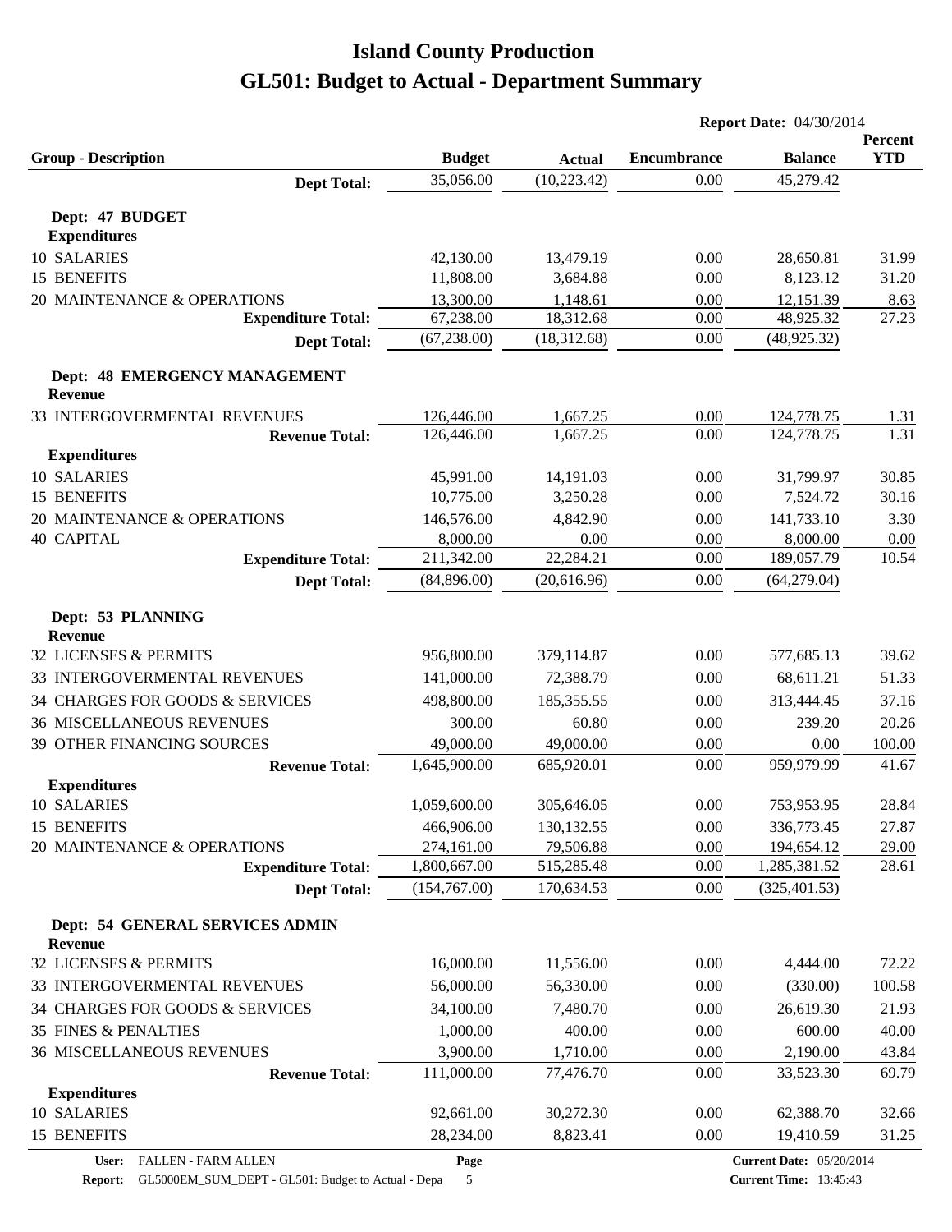# Island County Production

# GL501: Budget to Actual - Department Summary

**Report Date:** 04/30/2014

| Group - Description | Budget | Actual | Encumbrance | Balance | Percent YTD |
|---|---|---|---|---|---|
| **Dept Total:** | 35,056.00 | (10,223.42) | 0.00 | 45,279.42 | |
| **Dept: 47 BUDGET** | | | | | |
| **Expenditures** | | | | | |
| 10 SALARIES | 42,130.00 | 13,479.19 | 0.00 | 28,650.81 | 31.99 |
| 15 BENEFITS | 11,808.00 | 3,684.88 | 0.00 | 8,123.12 | 31.20 |
| 20 MAINTENANCE & OPERATIONS | 13,300.00 | 1,148.61 | 0.00 | 12,151.39 | 8.63 |
| **Expenditure Total:** | 67,238.00 | 18,312.68 | 0.00 | 48,925.32 | 27.23 |
| **Dept Total:** | (67,238.00) | (18,312.68) | 0.00 | (48,925.32) | |
| **Dept: 48 EMERGENCY MANAGEMENT** | | | | | |
| **Revenue** | | | | | |
| 33 INTERGOVERMENTAL REVENUES | 126,446.00 | 1,667.25 | 0.00 | 124,778.75 | 1.31 |
| **Revenue Total:** | 126,446.00 | 1,667.25 | 0.00 | 124,778.75 | 1.31 |
| **Expenditures** | | | | | |
| 10 SALARIES | 45,991.00 | 14,191.03 | 0.00 | 31,799.97 | 30.85 |
| 15 BENEFITS | 10,775.00 | 3,250.28 | 0.00 | 7,524.72 | 30.16 |
| 20 MAINTENANCE & OPERATIONS | 146,576.00 | 4,842.90 | 0.00 | 141,733.10 | 3.30 |
| 40 CAPITAL | 8,000.00 | 0.00 | 0.00 | 8,000.00 | 0.00 |
| **Expenditure Total:** | 211,342.00 | 22,284.21 | 0.00 | 189,057.79 | 10.54 |
| **Dept Total:** | (84,896.00) | (20,616.96) | 0.00 | (64,279.04) | |
| **Dept: 53 PLANNING** | | | | | |
| **Revenue** | | | | | |
| 32 LICENSES & PERMITS | 956,800.00 | 379,114.87 | 0.00 | 577,685.13 | 39.62 |
| 33 INTERGOVERMENTAL REVENUES | 141,000.00 | 72,388.79 | 0.00 | 68,611.21 | 51.33 |
| 34 CHARGES FOR GOODS & SERVICES | 498,800.00 | 185,355.55 | 0.00 | 313,444.45 | 37.16 |
| 36 MISCELLANEOUS REVENUES | 300.00 | 60.80 | 0.00 | 239.20 | 20.26 |
| 39 OTHER FINANCING SOURCES | 49,000.00 | 49,000.00 | 0.00 | 0.00 | 100.00 |
| **Revenue Total:** | 1,645,900.00 | 685,920.01 | 0.00 | 959,979.99 | 41.67 |
| **Expenditures** | | | | | |
| 10 SALARIES | 1,059,600.00 | 305,646.05 | 0.00 | 753,953.95 | 28.84 |
| 15 BENEFITS | 466,906.00 | 130,132.55 | 0.00 | 336,773.45 | 27.87 |
| 20 MAINTENANCE & OPERATIONS | 274,161.00 | 79,506.88 | 0.00 | 194,654.12 | 29.00 |
| **Expenditure Total:** | 1,800,667.00 | 515,285.48 | 0.00 | 1,285,381.52 | 28.61 |
| **Dept Total:** | (154,767.00) | 170,634.53 | 0.00 | (325,401.53) | |
| **Dept: 54 GENERAL SERVICES ADMIN** | | | | | |
| **Revenue** | | | | | |
| 32 LICENSES & PERMITS | 16,000.00 | 11,556.00 | 0.00 | 4,444.00 | 72.22 |
| 33 INTERGOVERMENTAL REVENUES | 56,000.00 | 56,330.00 | 0.00 | (330.00) | 100.58 |
| 34 CHARGES FOR GOODS & SERVICES | 34,100.00 | 7,480.70 | 0.00 | 26,619.30 | 21.93 |
| 35 FINES & PENALTIES | 1,000.00 | 400.00 | 0.00 | 600.00 | 40.00 |
| 36 MISCELLANEOUS REVENUES | 3,900.00 | 1,710.00 | 0.00 | 2,190.00 | 43.84 |
| **Revenue Total:** | 111,000.00 | 77,476.70 | 0.00 | 33,523.30 | 69.79 |
| **Expenditures** | | | | | |
| 10 SALARIES | 92,661.00 | 30,272.30 | 0.00 | 62,388.70 | 32.66 |
| 15 BENEFITS | 28,234.00 | 8,823.41 | 0.00 | 19,410.59 | 31.25 |

**User:** FALLEN - FARM ALLEN
**Report:** GL5000EM_SUM_DEPT - GL501: Budget to Actual - Depa
**Current Date:** 05/20/2014
**Current Time:** 13:45:43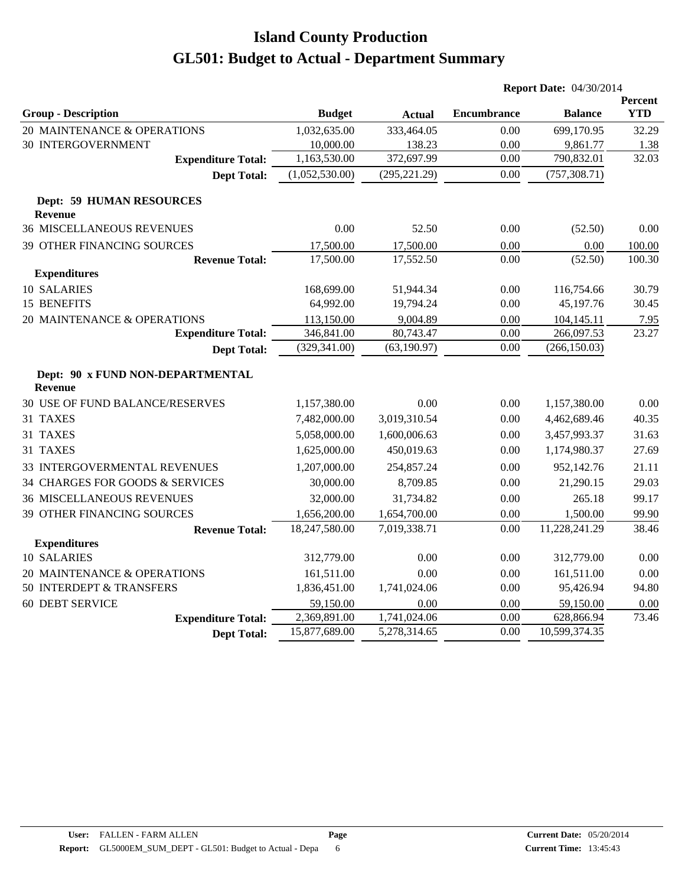# Island County Production
# GL501: Budget to Actual - Department Summary

**Report Date:** 04/30/2014

| Group - Description | Budget | Actual | Encumbrance | Balance | Percent YTD |
|---|---|---|---|---|---|
| 20 MAINTENANCE & OPERATIONS | 1,032,635.00 | 333,464.05 | 0.00 | 699,170.95 | 32.29 |
| 30 INTERGOVERNMENT | 10,000.00 | 138.23 | 0.00 | 9,861.77 | 1.38 |
| **Expenditure Total:** | 1,163,530.00 | 372,697.99 | 0.00 | 790,832.01 | 32.03 |
| **Dept Total:** | (1,052,530.00) | (295,221.29) | 0.00 | (757,308.71) | |
| **Dept: 59 HUMAN RESOURCES** | | | | | |
| **Revenue** | | | | | |
| 36 MISCELLANEOUS REVENUES | 0.00 | 52.50 | 0.00 | (52.50) | 0.00 |
| 39 OTHER FINANCING SOURCES | 17,500.00 | 17,500.00 | 0.00 | 0.00 | 100.00 |
| **Revenue Total:** | 17,500.00 | 17,552.50 | 0.00 | (52.50) | 100.30 |
| **Expenditures** | | | | | |
| 10 SALARIES | 168,699.00 | 51,944.34 | 0.00 | 116,754.66 | 30.79 |
| 15 BENEFITS | 64,992.00 | 19,794.24 | 0.00 | 45,197.76 | 30.45 |
| 20 MAINTENANCE & OPERATIONS | 113,150.00 | 9,004.89 | 0.00 | 104,145.11 | 7.95 |
| **Expenditure Total:** | 346,841.00 | 80,743.47 | 0.00 | 266,097.53 | 23.27 |
| **Dept Total:** | (329,341.00) | (63,190.97) | 0.00 | (266,150.03) | |
| **Dept: 90 x FUND NON-DEPARTMENTAL** | | | | | |
| **Revenue** | | | | | |
| 30 USE OF FUND BALANCE/RESERVES | 1,157,380.00 | 0.00 | 0.00 | 1,157,380.00 | 0.00 |
| 31 TAXES | 7,482,000.00 | 3,019,310.54 | 0.00 | 4,462,689.46 | 40.35 |
| 31 TAXES | 5,058,000.00 | 1,600,006.63 | 0.00 | 3,457,993.37 | 31.63 |
| 31 TAXES | 1,625,000.00 | 450,019.63 | 0.00 | 1,174,980.37 | 27.69 |
| 33 INTERGOVERMENTAL REVENUES | 1,207,000.00 | 254,857.24 | 0.00 | 952,142.76 | 21.11 |
| 34 CHARGES FOR GOODS & SERVICES | 30,000.00 | 8,709.85 | 0.00 | 21,290.15 | 29.03 |
| 36 MISCELLANEOUS REVENUES | 32,000.00 | 31,734.82 | 0.00 | 265.18 | 99.17 |
| 39 OTHER FINANCING SOURCES | 1,656,200.00 | 1,654,700.00 | 0.00 | 1,500.00 | 99.90 |
| **Revenue Total:** | 18,247,580.00 | 7,019,338.71 | 0.00 | 11,228,241.29 | 38.46 |
| **Expenditures** | | | | | |
| 10 SALARIES | 312,779.00 | 0.00 | 0.00 | 312,779.00 | 0.00 |
| 20 MAINTENANCE & OPERATIONS | 161,511.00 | 0.00 | 0.00 | 161,511.00 | 0.00 |
| 50 INTERDEPT & TRANSFERS | 1,836,451.00 | 1,741,024.06 | 0.00 | 95,426.94 | 94.80 |
| 60 DEBT SERVICE | 59,150.00 | 0.00 | 0.00 | 59,150.00 | 0.00 |
| **Expenditure Total:** | 2,369,891.00 | 1,741,024.06 | 0.00 | 628,866.94 | 73.46 |
| **Dept Total:** | 15,877,689.00 | 5,278,314.65 | 0.00 | 10,599,374.35 | |

**User:** FALLEN - FARM ALLEN
**Report:** GL5000EM_SUM_DEPT - GL501: Budget to Actual - Depa
**Page** 6
**Current Date:** 05/20/2014
**Current Time:** 13:45:43